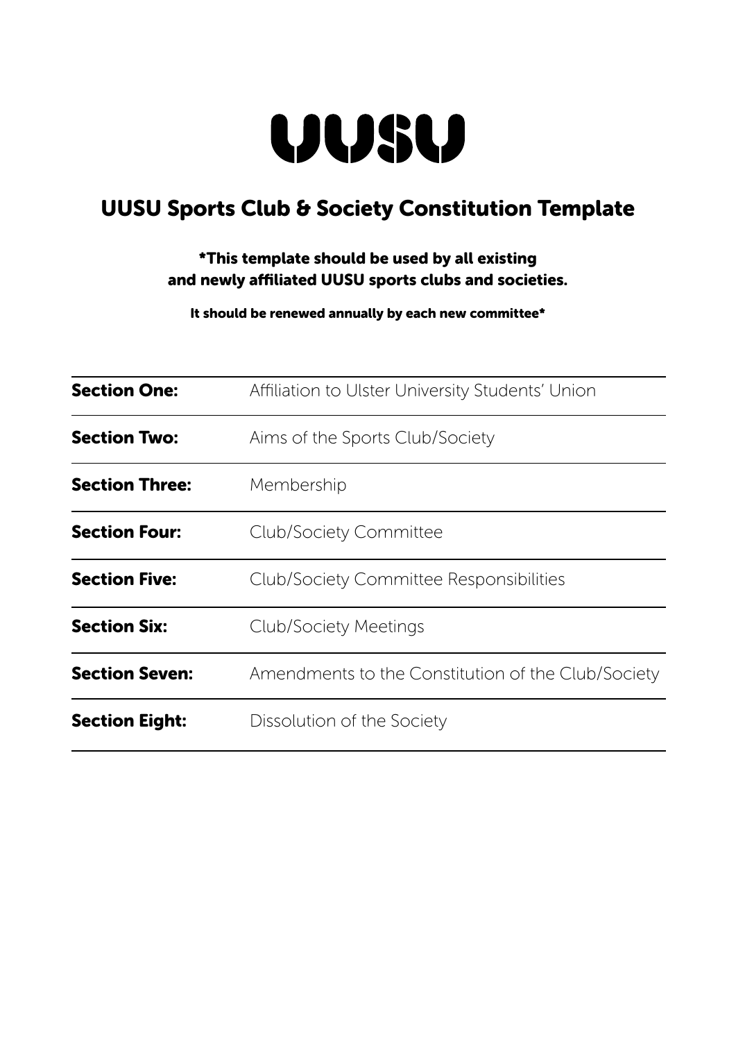# UUSU

## UUSU Sports Club & Society Constitution Template

**\*This template should be used by all existing and newly affiliated UUSU sports clubs and societies.**

**It should be renewed annually by each new committee\***

| | |
|---|---|
| **Section One:** | Affiliation to Ulster University Students' Union |
| **Section Two:** | Aims of the Sports Club/Society |
| **Section Three:** | Membership |
| **Section Four:** | Club/Society Committee |
| **Section Five:** | Club/Society Committee Responsibilities |
| **Section Six:** | Club/Society Meetings |
| **Section Seven:** | Amendments to the Constitution of the Club/Society |
| **Section Eight:** | Dissolution of the Society |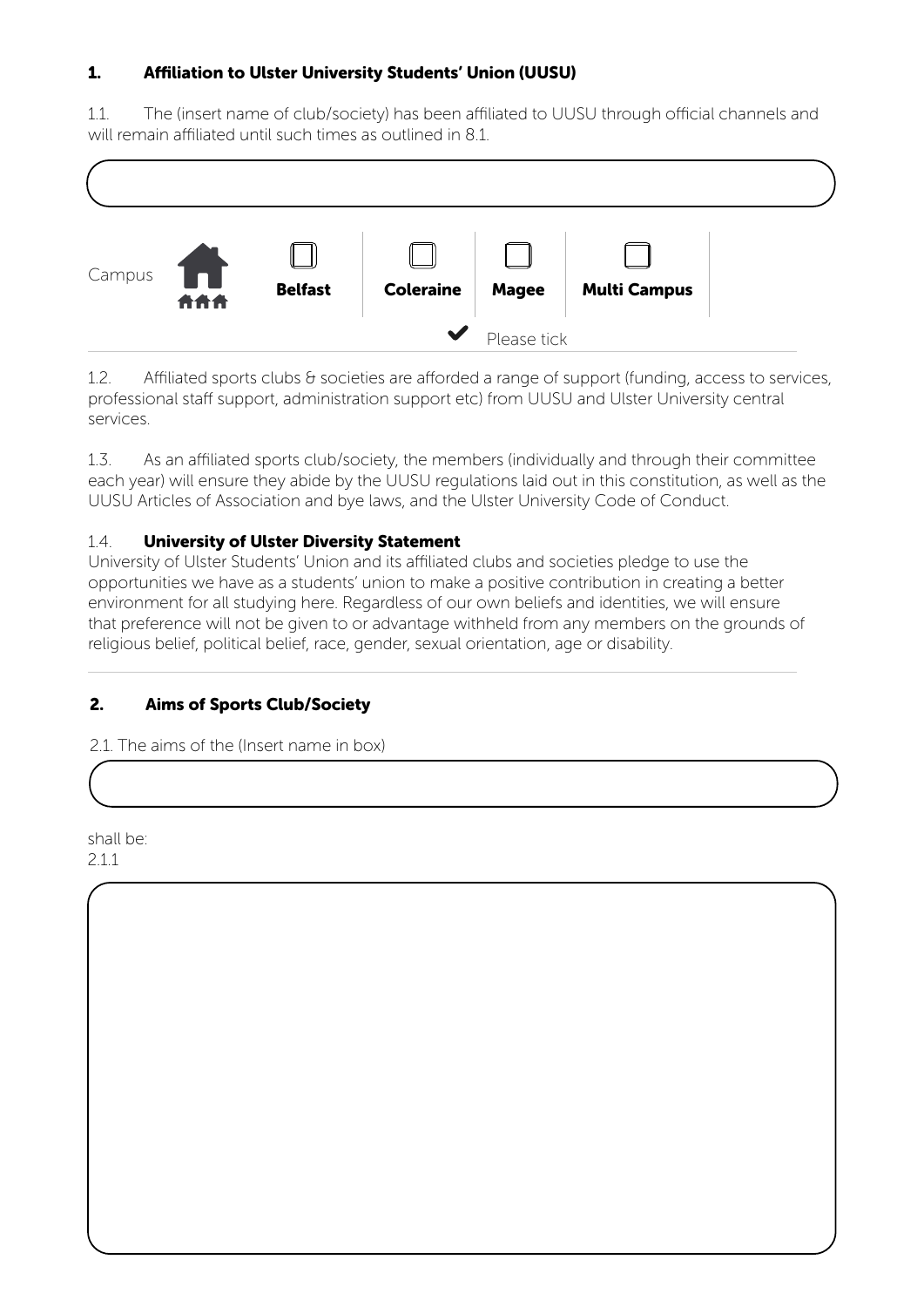## 1. Affiliation to Ulster University Students' Union (UUSU)

1.1. The (insert name of club/society) has been affiliated to UUSU through official channels and will remain affiliated until such times as outlined in 8.1.

Campus

| ☐ | ☐ | ☐ | ☐ |
|---|---|---|---|
| **Belfast** | **Coleraine** | **Magee** | **Multi Campus** |

✔ Please tick

1.2. Affiliated sports clubs & societies are afforded a range of support (funding, access to services, professional staff support, administration support etc) from UUSU and Ulster University central services.

1.3. As an affiliated sports club/society, the members (individually and through their committee each year) will ensure they abide by the UUSU regulations laid out in this constitution, as well as the UUSU Articles of Association and bye laws, and the Ulster University Code of Conduct.

1.4. **University of Ulster Diversity Statement**

University of Ulster Students' Union and its affiliated clubs and societies pledge to use the opportunities we have as a students' union to make a positive contribution in creating a better environment for all studying here. Regardless of our own beliefs and identities, we will ensure that preference will not be given to or advantage withheld from any members on the grounds of religious belief, political belief, race, gender, sexual orientation, age or disability.

## 2. Aims of Sports Club/Society

2.1. The aims of the (Insert name in box)

shall be:

2.1.1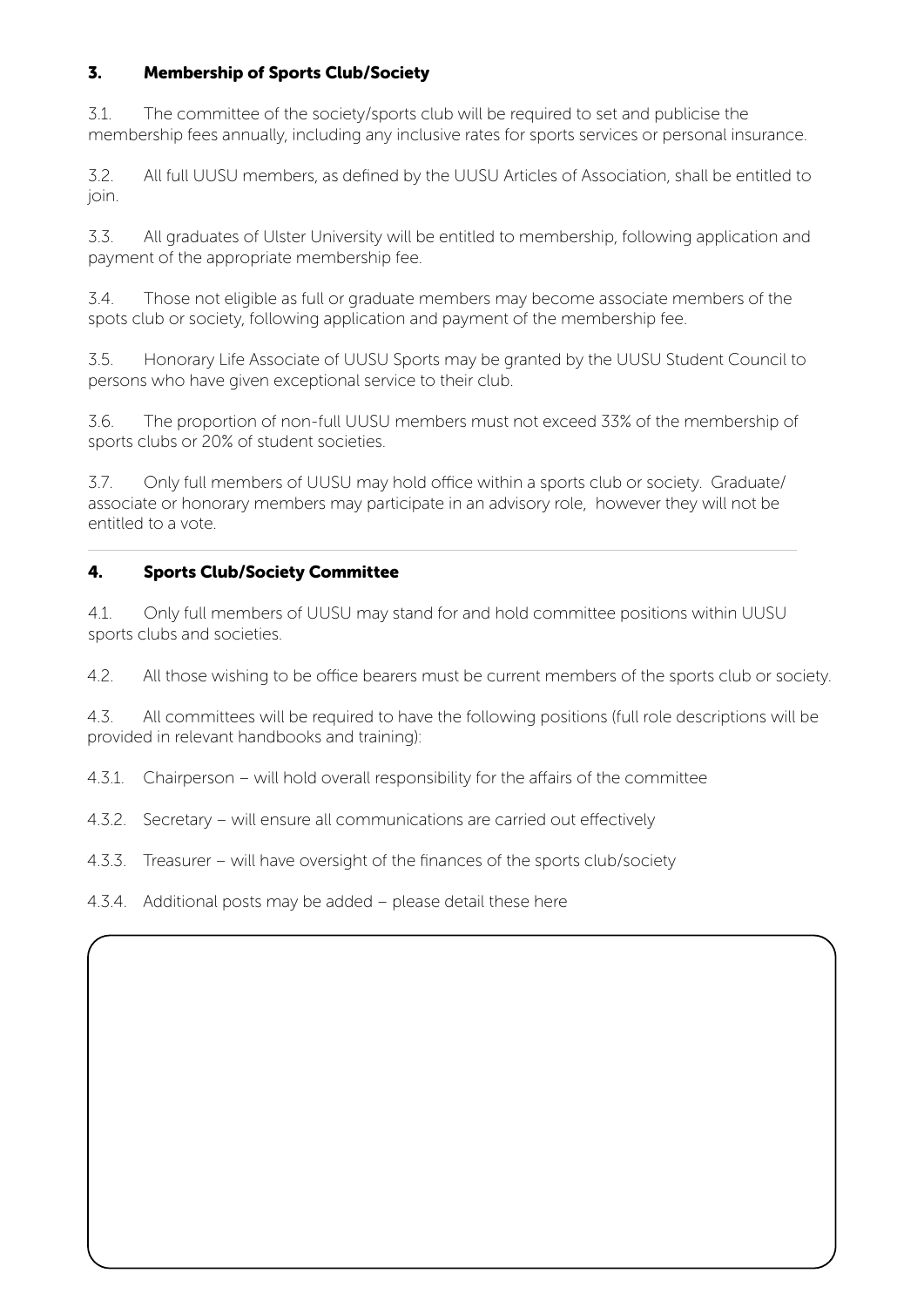## 3. Membership of Sports Club/Society

3.1. The committee of the society/sports club will be required to set and publicise the membership fees annually, including any inclusive rates for sports services or personal insurance.

3.2. All full UUSU members, as defined by the UUSU Articles of Association, shall be entitled to join.

3.3. All graduates of Ulster University will be entitled to membership, following application and payment of the appropriate membership fee.

3.4. Those not eligible as full or graduate members may become associate members of the spots club or society, following application and payment of the membership fee.

3.5. Honorary Life Associate of UUSU Sports may be granted by the UUSU Student Council to persons who have given exceptional service to their club.

3.6. The proportion of non-full UUSU members must not exceed 33% of the membership of sports clubs or 20% of student societies.

3.7. Only full members of UUSU may hold office within a sports club or society. Graduate/ associate or honorary members may participate in an advisory role, however they will not be entitled to a vote.

---

## 4. Sports Club/Society Committee

4.1. Only full members of UUSU may stand for and hold committee positions within UUSU sports clubs and societies.

4.2. All those wishing to be office bearers must be current members of the sports club or society.

4.3. All committees will be required to have the following positions (full role descriptions will be provided in relevant handbooks and training):

4.3.1. Chairperson – will hold overall responsibility for the affairs of the committee

4.3.2. Secretary – will ensure all communications are carried out effectively

4.3.3. Treasurer – will have oversight of the finances of the sports club/society

4.3.4. Additional posts may be added – please detail these here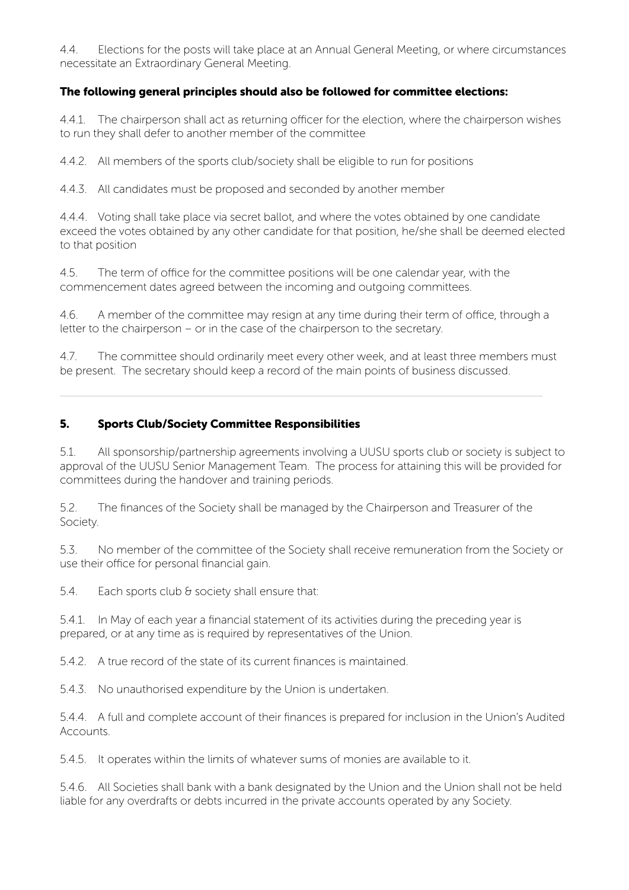4.4. Elections for the posts will take place at an Annual General Meeting, or where circumstances necessitate an Extraordinary General Meeting.

**The following general principles should also be followed for committee elections:**

4.4.1. The chairperson shall act as returning officer for the election, where the chairperson wishes to run they shall defer to another member of the committee

4.4.2. All members of the sports club/society shall be eligible to run for positions

4.4.3. All candidates must be proposed and seconded by another member

4.4.4. Voting shall take place via secret ballot, and where the votes obtained by one candidate exceed the votes obtained by any other candidate for that position, he/she shall be deemed elected to that position

4.5. The term of office for the committee positions will be one calendar year, with the commencement dates agreed between the incoming and outgoing committees.

4.6. A member of the committee may resign at any time during their term of office, through a letter to the chairperson – or in the case of the chairperson to the secretary.

4.7. The committee should ordinarily meet every other week, and at least three members must be present. The secretary should keep a record of the main points of business discussed.

---

## 5. Sports Club/Society Committee Responsibilities

5.1. All sponsorship/partnership agreements involving a UUSU sports club or society is subject to approval of the UUSU Senior Management Team. The process for attaining this will be provided for committees during the handover and training periods.

5.2. The finances of the Society shall be managed by the Chairperson and Treasurer of the Society.

5.3. No member of the committee of the Society shall receive remuneration from the Society or use their office for personal financial gain.

5.4. Each sports club & society shall ensure that:

5.4.1. In May of each year a financial statement of its activities during the preceding year is prepared, or at any time as is required by representatives of the Union.

5.4.2. A true record of the state of its current finances is maintained.

5.4.3. No unauthorised expenditure by the Union is undertaken.

5.4.4. A full and complete account of their finances is prepared for inclusion in the Union's Audited Accounts.

5.4.5. It operates within the limits of whatever sums of monies are available to it.

5.4.6. All Societies shall bank with a bank designated by the Union and the Union shall not be held liable for any overdrafts or debts incurred in the private accounts operated by any Society.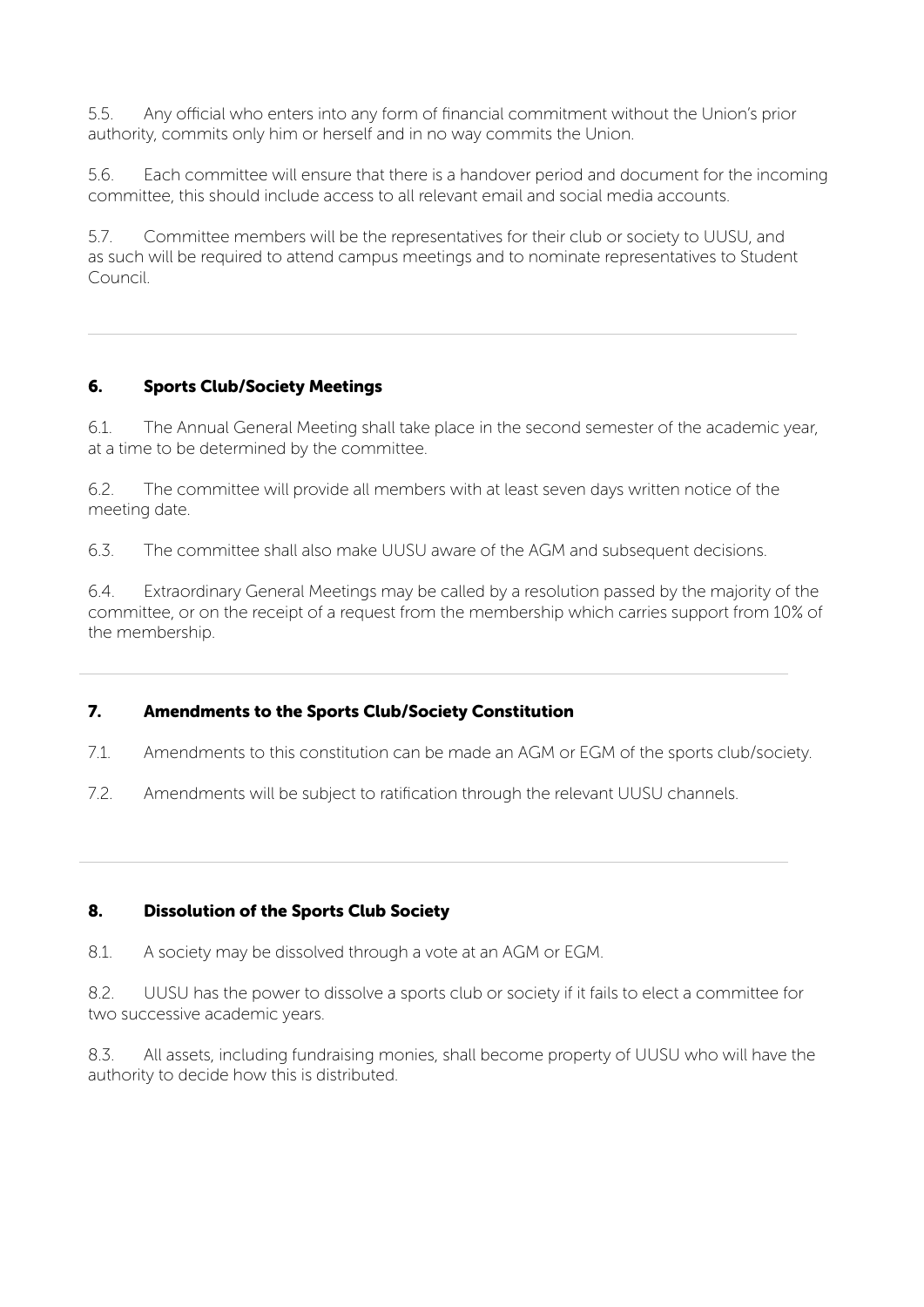5.5. Any official who enters into any form of financial commitment without the Union's prior authority, commits only him or herself and in no way commits the Union.

5.6. Each committee will ensure that there is a handover period and document for the incoming committee, this should include access to all relevant email and social media accounts.

5.7. Committee members will be the representatives for their club or society to UUSU, and as such will be required to attend campus meetings and to nominate representatives to Student Council.

---

## 6. Sports Club/Society Meetings

6.1. The Annual General Meeting shall take place in the second semester of the academic year, at a time to be determined by the committee.

6.2. The committee will provide all members with at least seven days written notice of the meeting date.

6.3. The committee shall also make UUSU aware of the AGM and subsequent decisions.

6.4. Extraordinary General Meetings may be called by a resolution passed by the majority of the committee, or on the receipt of a request from the membership which carries support from 10% of the membership.

---

## 7. Amendments to the Sports Club/Society Constitution

7.1. Amendments to this constitution can be made an AGM or EGM of the sports club/society.

7.2. Amendments will be subject to ratification through the relevant UUSU channels.

---

## 8. Dissolution of the Sports Club Society

8.1. A society may be dissolved through a vote at an AGM or EGM.

8.2. UUSU has the power to dissolve a sports club or society if it fails to elect a committee for two successive academic years.

8.3. All assets, including fundraising monies, shall become property of UUSU who will have the authority to decide how this is distributed.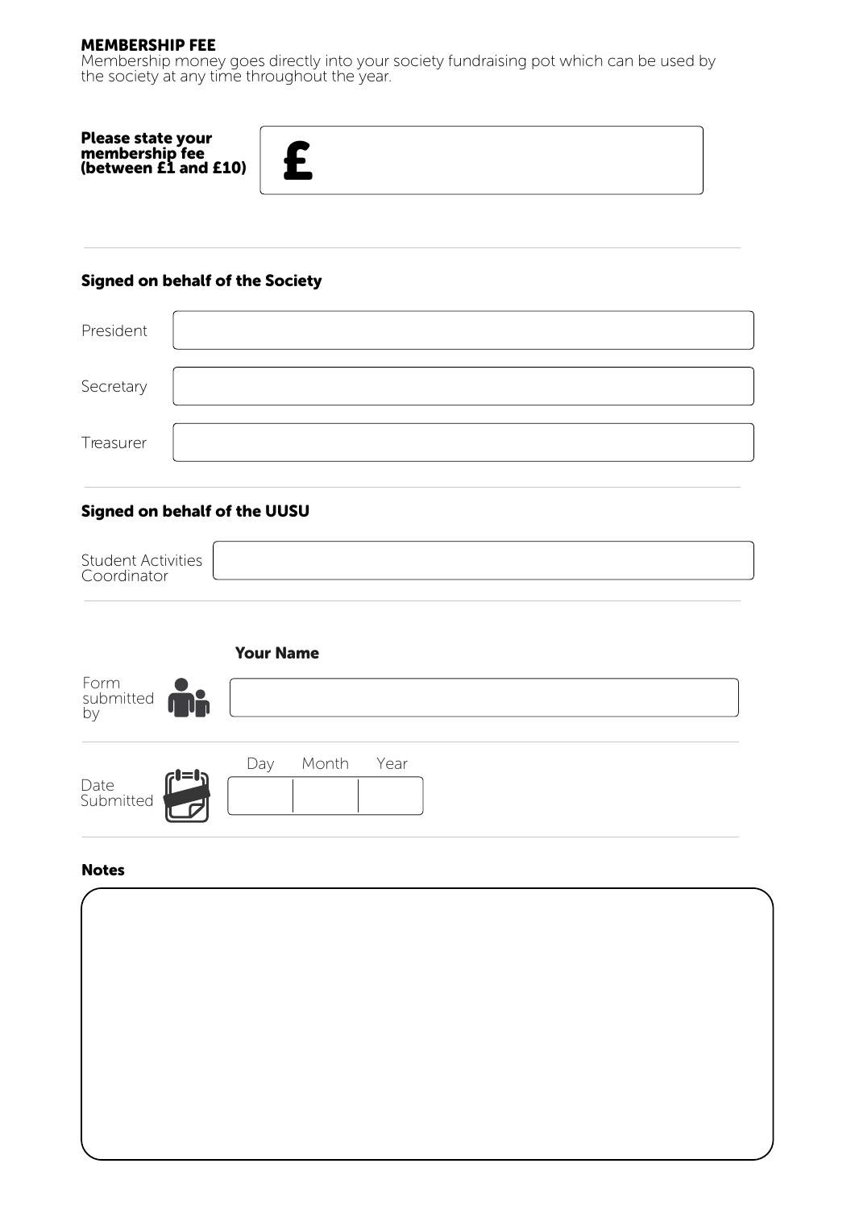## MEMBERSHIP FEE

Membership money goes directly into your society fundraising pot which can be used by the society at any time throughout the year.

**Please state your membership fee (between £1 and £10)** £

### Signed on behalf of the Society

President

Secretary

Treasurer

### Signed on behalf of the UUSU

Student Activities Coordinator

**Your Name**

Form submitted by

Date Submitted

| Day | Month | Year |
|---|---|---|
| | | |

### Notes